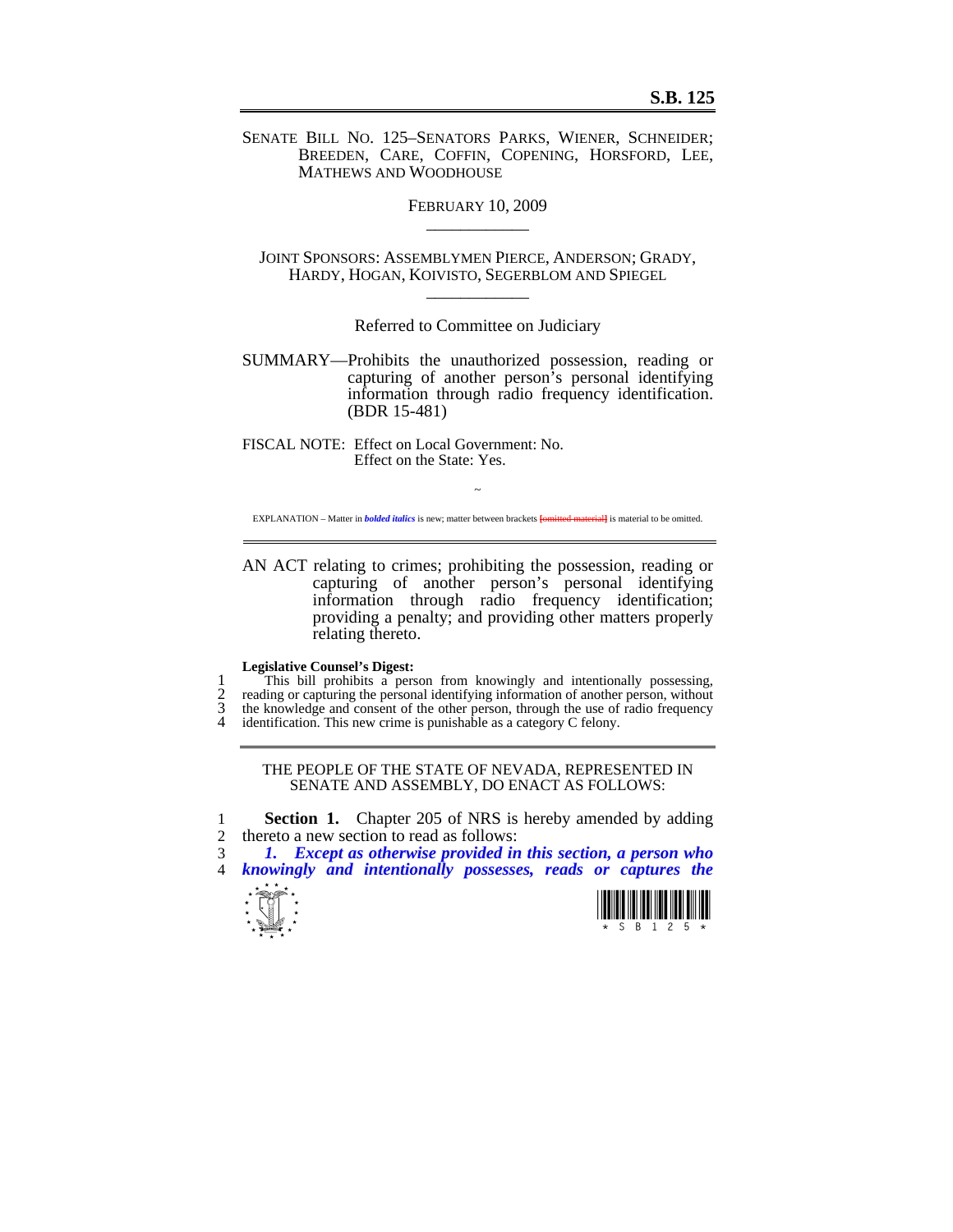**S.B. 125**

SENATE BILL NO. 125–SENATORS PARKS, WIENER, SCHNEIDER; BREEDEN, CARE, COFFIN, COPENING, HORSFORD, LEE, MATHEWS AND WOODHOUSE

FEBRUARY 10, 2009

---

JOINT SPONSORS: ASSEMBLYMEN PIERCE, ANDERSON; GRADY, HARDY, HOGAN, KOIVISTO, SEGERBLOM AND SPIEGEL

---

Referred to Committee on Judiciary

SUMMARY—Prohibits the unauthorized possession, reading or capturing of another person's personal identifying information through radio frequency identification. (BDR 15-481)

FISCAL NOTE: Effect on Local Government: No.
Effect on the State: Yes.

~

EXPLANATION – Matter in ***bolded italics*** is new; matter between brackets ~~[omitted material]~~ is material to be omitted.

---

AN ACT relating to crimes; prohibiting the possession, reading or capturing of another person's personal identifying information through radio frequency identification; providing a penalty; and providing other matters properly relating thereto.

**Legislative Counsel's Digest:**

1 This bill prohibits a person from knowingly and intentionally possessing,
2 reading or capturing the personal identifying information of another person, without
3 the knowledge and consent of the other person, through the use of radio frequency
4 identification. This new crime is punishable as a category C felony.

---

THE PEOPLE OF THE STATE OF NEVADA, REPRESENTED IN SENATE AND ASSEMBLY, DO ENACT AS FOLLOWS:

1 **Section 1.** Chapter 205 of NRS is hereby amended by adding
2 thereto a new section to read as follows:
3 ***1. Except as otherwise provided in this section, a person who***
4 ***knowingly and intentionally possesses, reads or captures the***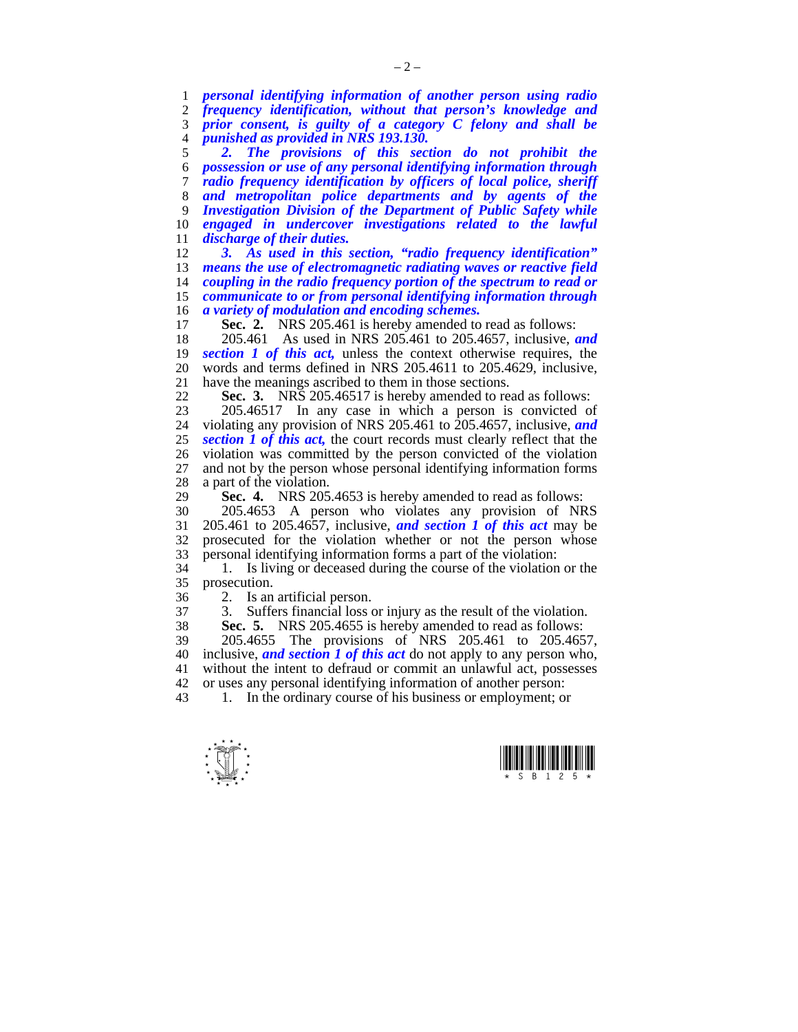***personal identifying information of another person using radio frequency identification, without that person's knowledge and prior consent, is guilty of a category C felony and shall be punished as provided in NRS 193.130.***

***2. The provisions of this section do not prohibit the possession or use of any personal identifying information through radio frequency identification by officers of local police, sheriff and metropolitan police departments and by agents of the Investigation Division of the Department of Public Safety while engaged in undercover investigations related to the lawful discharge of their duties.***

***3. As used in this section, "radio frequency identification" means the use of electromagnetic radiating waves or reactive field coupling in the radio frequency portion of the spectrum to read or communicate to or from personal identifying information through a variety of modulation and encoding schemes.***

**Sec. 2.** NRS 205.461 is hereby amended to read as follows:

205.461 As used in NRS 205.461 to 205.4657, inclusive, ***and section 1 of this act,*** unless the context otherwise requires, the words and terms defined in NRS 205.4611 to 205.4629, inclusive, have the meanings ascribed to them in those sections.

**Sec. 3.** NRS 205.46517 is hereby amended to read as follows:

205.46517 In any case in which a person is convicted of violating any provision of NRS 205.461 to 205.4657, inclusive, ***and section 1 of this act,*** the court records must clearly reflect that the violation was committed by the person convicted of the violation and not by the person whose personal identifying information forms a part of the violation.

**Sec. 4.** NRS 205.4653 is hereby amended to read as follows:

205.4653 A person who violates any provision of NRS 205.461 to 205.4657, inclusive, ***and section 1 of this act*** may be prosecuted for the violation whether or not the person whose personal identifying information forms a part of the violation:

1. Is living or deceased during the course of the violation or the prosecution.
2. Is an artificial person.
3. Suffers financial loss or injury as the result of the violation.

**Sec. 5.** NRS 205.4655 is hereby amended to read as follows:

205.4655 The provisions of NRS 205.461 to 205.4657, inclusive, ***and section 1 of this act*** do not apply to any person who, without the intent to defraud or commit an unlawful act, possesses or uses any personal identifying information of another person:

1. In the ordinary course of his business or employment; or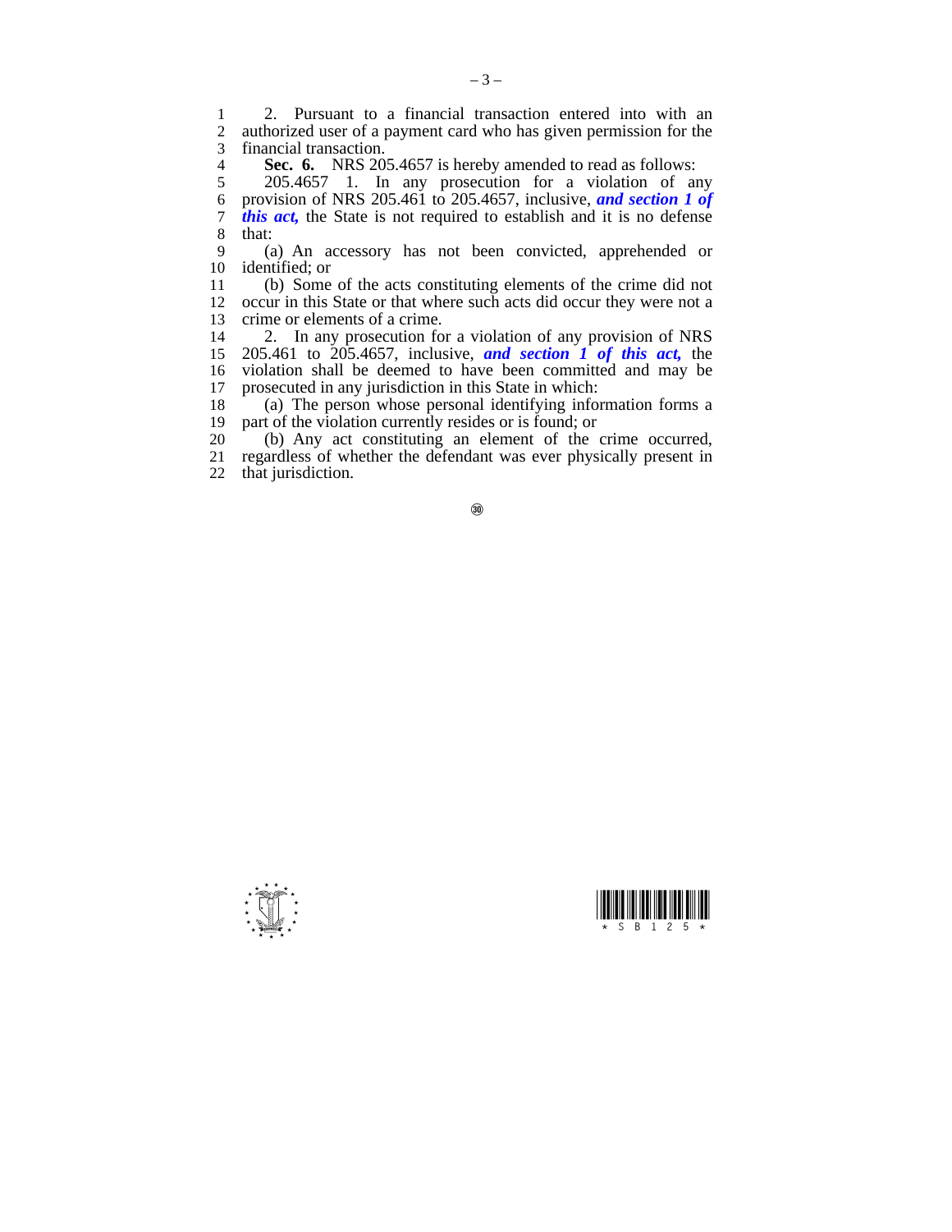2. Pursuant to a financial transaction entered into with an authorized user of a payment card who has given permission for the financial transaction.

**Sec. 6.** NRS 205.4657 is hereby amended to read as follows:

205.4657 1. In any prosecution for a violation of any provision of NRS 205.461 to 205.4657, inclusive, ***and section 1 of this act,*** the State is not required to establish and it is no defense that:

(a) An accessory has not been convicted, apprehended or identified; or

(b) Some of the acts constituting elements of the crime did not occur in this State or that where such acts did occur they were not a crime or elements of a crime.

2. In any prosecution for a violation of any provision of NRS 205.461 to 205.4657, inclusive, ***and section 1 of this act,*** the violation shall be deemed to have been committed and may be prosecuted in any jurisdiction in this State in which:

(a) The person whose personal identifying information forms a part of the violation currently resides or is found; or

(b) Any act constituting an element of the crime occurred, regardless of whether the defendant was ever physically present in that jurisdiction.